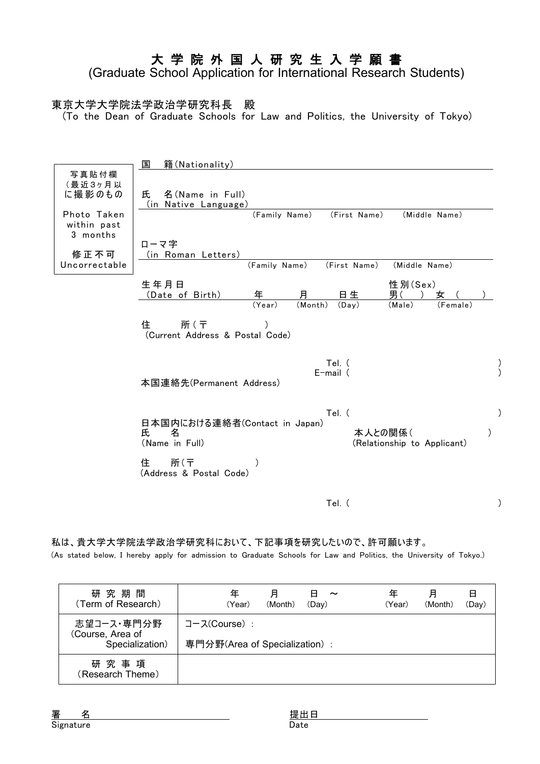# 大 学 院 外 国 人 研 究 生 入 学 願 書
(Graduate School Application for International Research Students)

東京大学大学院法学政治学研究科長　殿
（To the Dean of Graduate Schools for Law and Politics, the University of Tokyo）

写真貼付欄
（最近3ヶ月以に撮影のもの
Photo Taken within past 3 months
修正不可
Uncorrectable

国　籍(Nationality)

氏　名(Name in Full)
（in Native Language）
(Family Name)　(First Name)　(Middle Name)

ローマ字
（in Roman Letters）
(Family Name)　(First Name)　(Middle Name)

生年月日
（Date of Birth）　年 (Year)　月 (Month)　日生 (Day)

性別(Sex)
男(　) (Male)　女 (　) (Female)

住　所(〒　　　)
(Current Address & Postal Code)

Tel. (　　　)
E-mail (　　　)

本国連絡先(Permanent Address)

Tel. (　　　)

日本国内における連絡者(Contact in Japan)
氏　名
(Name in Full)

本人との関係(　　　)
(Relationship to Applicant)

住　所(〒　　　)
(Address & Postal Code)

Tel. (　　　)

私は、貴大学大学院法学政治学研究科において、下記事項を研究したいので、許可願います。
(As stated below, I hereby apply for admission to Graduate Schools for Law and Politics, the University of Tokyo.)

| 研 究 期 間<br>(Term of Research) | 年 (Year)　月 (Month)　日 (Day) ～　年 (Year)　月 (Month)　日 (Day) |
|---|---|
| 志望コース・専門分野<br>(Course, Area of Specialization) | コース(Course)：<br>専門分野(Area of Specialization)： |
| 研 究 事 項<br>(Research Theme) | |

署　名
Signature

提出日
Date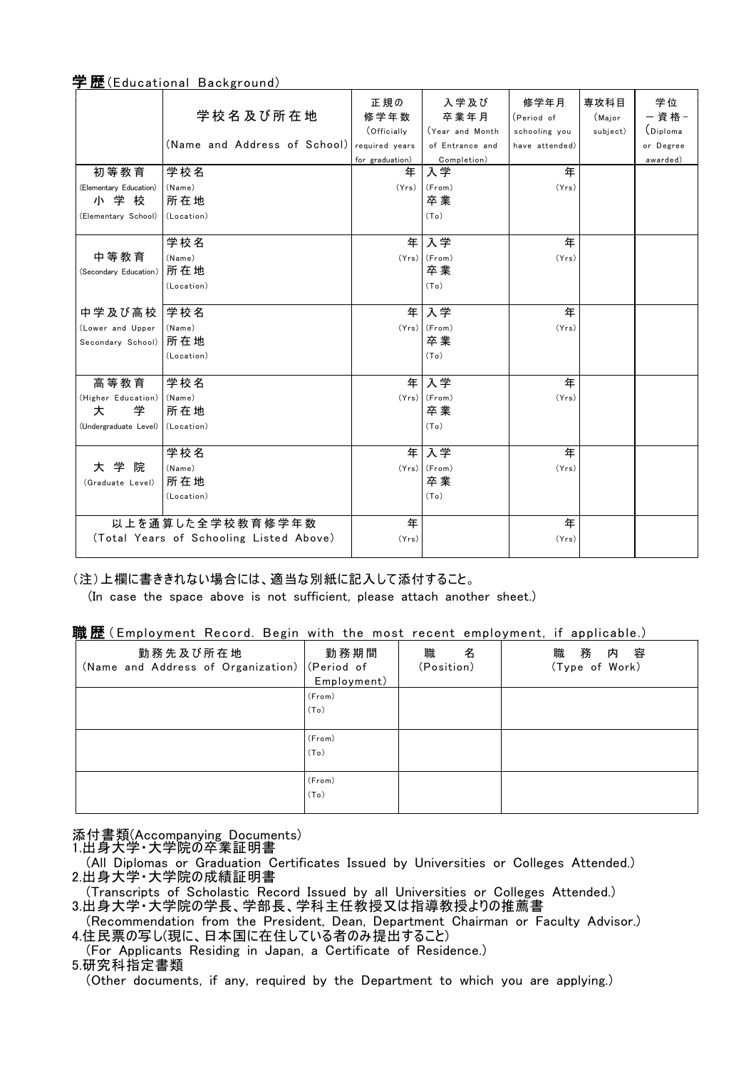## 学歴(Educational Background)

| | 学校名及び所在地<br>(Name and Address of School) | 正規の修学年数<br>(Officially required years for graduation) | 入学及び卒業年月<br>(Year and Month of Entrance and Completion) | 修学年月<br>(Period of schooling you have attended) | 専攻科目<br>(Major subject) | 学位－資格－<br>(Diploma or Degree awarded) |
|---|---|---|---|---|---|---|
| 初等教育<br>(Elementary Education)<br>小学校<br>(Elementary School) | 学校名<br>(Name)<br>所在地<br>(Location) | 年<br>(Yrs) | 入学<br>(From)<br>卒業<br>(To) | 年<br>(Yrs) | | |
| 中等教育<br>(Secondary Education) | 学校名<br>(Name)<br>所在地<br>(Location) | 年<br>(Yrs) | 入学<br>(From)<br>卒業<br>(To) | 年<br>(Yrs) | | |
| 中学及び高校<br>(Lower and Upper Secondary School) | 学校名<br>(Name)<br>所在地<br>(Location) | 年<br>(Yrs) | 入学<br>(From)<br>卒業<br>(To) | 年<br>(Yrs) | | |
| 高等教育<br>(Higher Education)<br>大学<br>(Undergraduate Level) | 学校名<br>(Name)<br>所在地<br>(Location) | 年<br>(Yrs) | 入学<br>(From)<br>卒業<br>(To) | 年<br>(Yrs) | | |
| 大学院<br>(Graduate Level) | 学校名<br>(Name)<br>所在地<br>(Location) | 年<br>(Yrs) | 入学<br>(From)<br>卒業<br>(To) | 年<br>(Yrs) | | |
| 以上を通算した全学校教育修学年数<br>(Total Years of Schooling Listed Above) | | 年<br>(Yrs) | | 年<br>(Yrs) | | |

(注)上欄に書ききれない場合には、適当な別紙に記入して添付すること。
(In case the space above is not sufficient, please attach another sheet.)

## 職歴(Employment Record. Begin with the most recent employment, if applicable.)

| 勤務先及び所在地<br>(Name and Address of Organization) | 勤務期間<br>(Period of Employment) | 職名<br>(Position) | 職務内容<br>(Type of Work) |
|---|---|---|---|
| | (From)<br>(To) | | |
| | (From)<br>(To) | | |
| | (From)<br>(To) | | |

添付書類(Accompanying Documents)

1. 出身大学・大学院の卒業証明書
(All Diplomas or Graduation Certificates Issued by Universities or Colleges Attended.)
2. 出身大学・大学院の成績証明書
(Transcripts of Scholastic Record Issued by all Universities or Colleges Attended.)
3. 出身大学・大学院の学長、学部長、学科主任教授又は指導教授よりの推薦書
(Recommendation from the President, Dean, Department Chairman or Faculty Advisor.)
4. 住民票の写し(現に、日本国に在住している者のみ提出すること)
(For Applicants Residing in Japan, a Certificate of Residence.)
5. 研究科指定書類
(Other documents, if any, required by the Department to which you are applying.)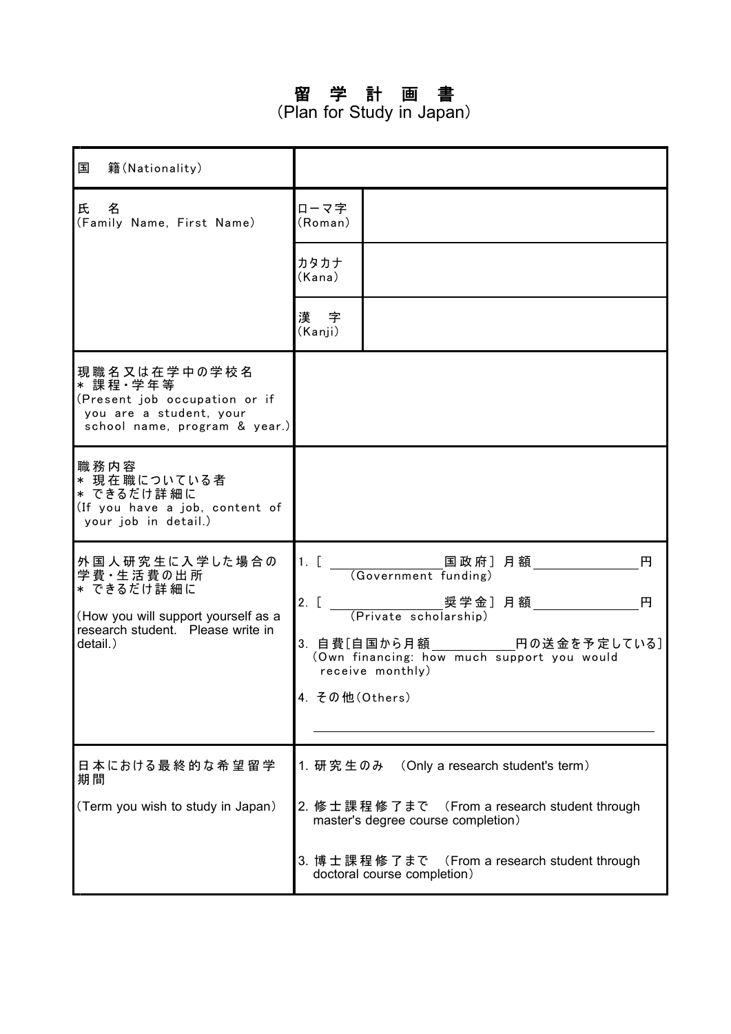# 留 学 計 画 書
(Plan for Study in Japan)

| | | |
|---|---|---|
| 国　籍(Nationality) | | |
| 氏　名<br>(Family Name, First Name) | ローマ字<br>(Roman) | |
| | カタカナ<br>(Kana) | |
| | 漢　字<br>(Kanji) | |
| 現職名又は在学中の学校名<br>* 課程・学年等<br>(Present job occupation or if you are a student, your school name, program & year.) | | |
| 職務内容<br>* 現在職についている者<br>* できるだけ詳細に<br>(If you have a job, content of your job in detail.) | | |
| 外国人研究生に入学した場合の学費・生活費の出所<br>* できるだけ詳細に<br><br>(How you will support yourself as a research student.　Please write in detail.) | 1. [ ＿＿＿＿＿＿＿国政府] 月額＿＿＿＿＿＿＿円<br>(Government funding)<br><br>2. [ ＿＿＿＿＿＿＿奨学金] 月額＿＿＿＿＿＿＿円<br>(Private scholarship)<br><br>3. 自費[自国から月額＿＿＿＿＿＿円の送金を予定している]<br>(Own financing: how much support you would receive monthly)<br><br>4. その他(Others)<br><br>＿＿＿＿＿＿＿＿＿＿＿＿＿＿＿＿＿＿＿＿＿＿＿ | |
| 日本における最終的な希望留学期間<br><br>(Term you wish to study in Japan) | 1. 研究生のみ　(Only a research student's term)<br><br>2. 修士課程修了まで　(From a research student through master's degree course completion)<br><br>3. 博士課程修了まで　(From a research student through doctoral course completion) | |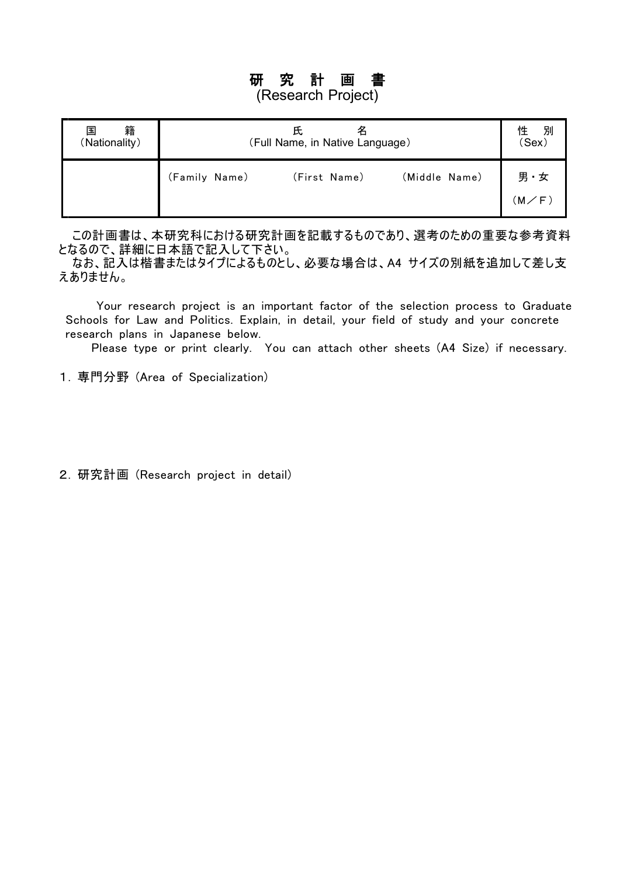# 研 究 計 画 書
(Research Project)

| 国　　籍 (Nationality) | 氏　　名 (Full Name, in Native Language) | | | 性　別 (Sex) |
|---|---|---|---|---|
| | (Family Name) | (First Name) | (Middle Name) | 男・女 (M／F) |

この計画書は、本研究科における研究計画を記載するものであり、選考のための重要な参考資料となるので、詳細に日本語で記入して下さい。

なお、記入は楷書またはタイプによるものとし、必要な場合は、A4 サイズの別紙を追加して差し支えありません。

Your research project is an important factor of the selection process to Graduate Schools for Law and Politics. Explain, in detail, your field of study and your concrete research plans in Japanese below.

Please type or print clearly. You can attach other sheets (A4 Size) if necessary.

1．専門分野 (Area of Specialization)

2．研究計画 (Research project in detail)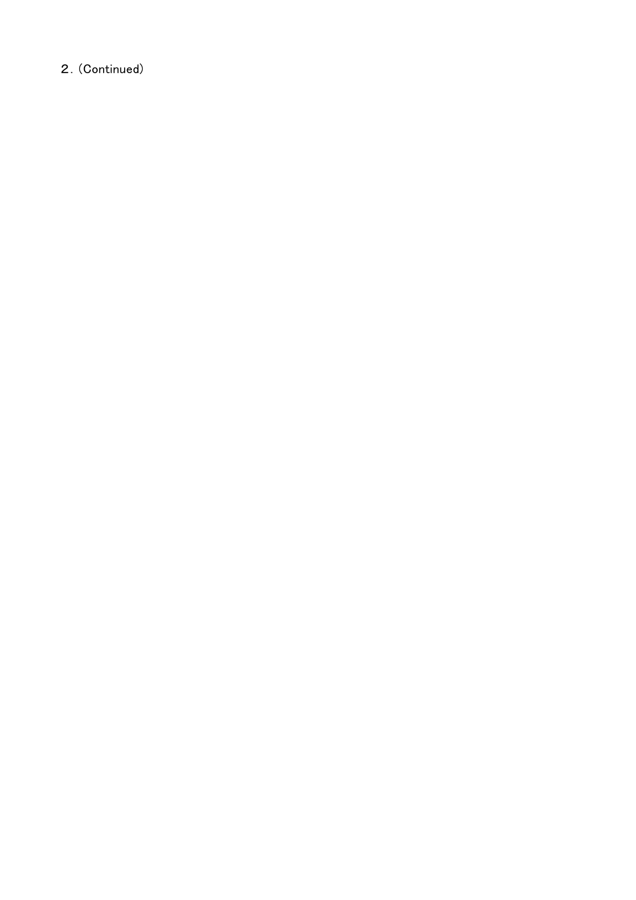２．(Continued)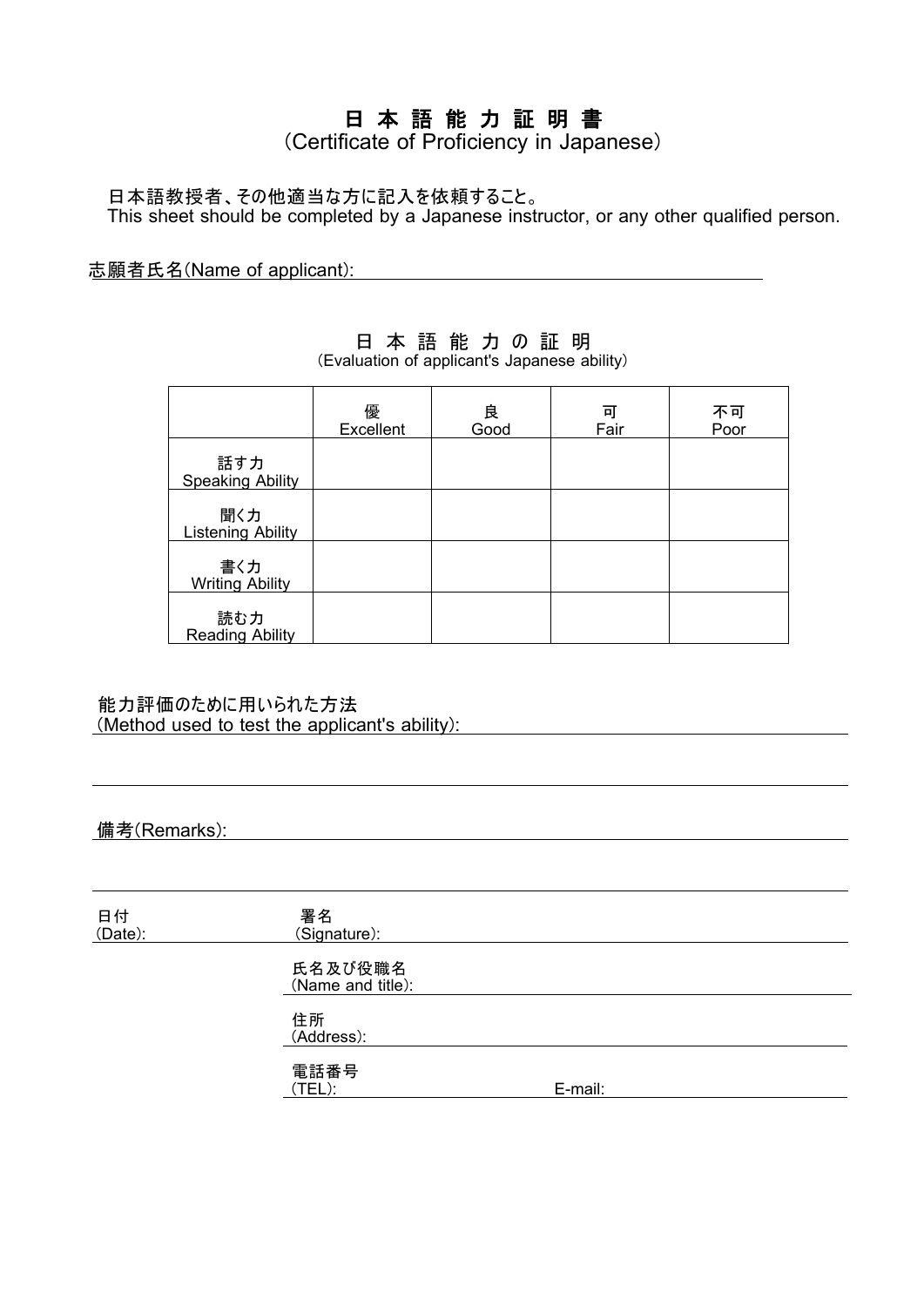# 日 本 語 能 力 証 明 書

（Certificate of Proficiency in Japanese）

日本語教授者、その他適当な方に記入を依頼すること。
This sheet should be completed by a Japanese instructor, or any other qualified person.

志願者氏名(Name of applicant):

## 日 本 語 能 力 の 証 明

(Evaluation of applicant's Japanese ability)

| | 優 Excellent | 良 Good | 可 Fair | 不可 Poor |
|---|---|---|---|---|
| 話す力 Speaking Ability | | | | |
| 聞く力 Listening Ability | | | | |
| 書く力 Writing Ability | | | | |
| 読む力 Reading Ability | | | | |

能力評価のために用いられた方法
(Method used to test the applicant's ability):

備考(Remarks):

日付
(Date):

署名
(Signature):

氏名及び役職名
(Name and title):

住所
(Address):

電話番号
(TEL): E-mail: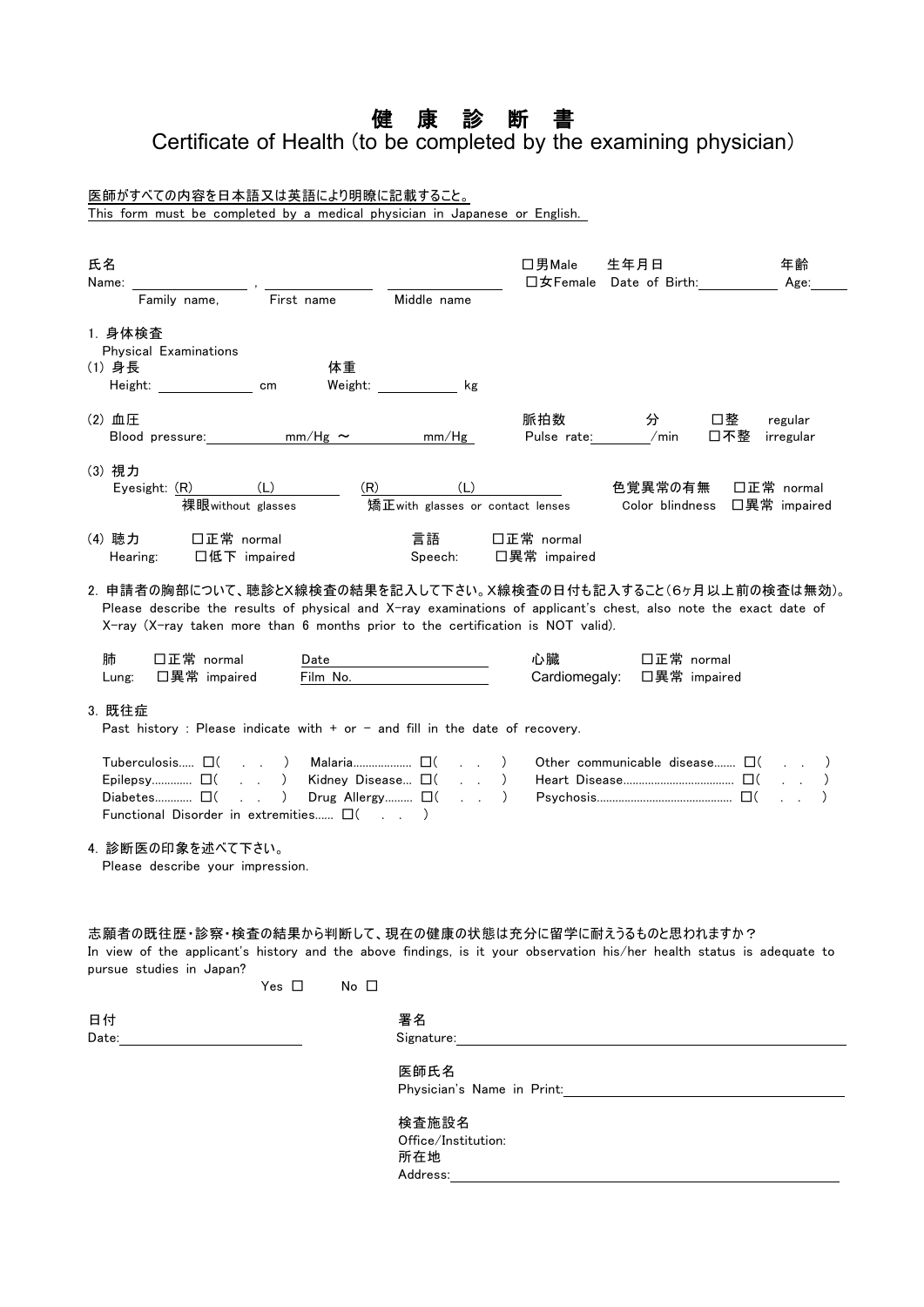# 健 康 診 断 書

## Certificate of Health (to be completed by the examining physician)

医師がすべての内容を日本語又は英語により明瞭に記載すること。
This form must be completed by a medical physician in Japanese or English.

氏名
Name: ______________ , ______________ ______________
Family name, First name Middle name

□男Male □女Female　生年月日 Date of Birth: __________　年齢 Age: _____

1. 身体検査
Physical Examinations

(1) 身長 Height: __________ cm　体重 Weight: __________ kg

(2) 血圧 Blood pressure: ________ mm/Hg ～ ________ mm/Hg　脈拍数 Pulse rate: ______ 分 /min　□整 regular □不整 irregular

(3) 視力 Eyesight: (R) ______ (L) ______ 裸眼without glasses　(R) ______ (L) ______ 矯正with glasses or contact lenses　色覚異常の有無 Color blindness □正常 normal □異常 impaired

(4) 聴力 Hearing: □正常 normal □低下 impaired　言語 Speech: □正常 normal □異常 impaired

2. 申請者の胸部について、聴診とX線検査の結果を記入して下さい。X線検査の日付も記入すること(6ヶ月以上前の検査は無効)。
Please describe the results of physical and X-ray examinations of applicant's chest, also note the exact date of X-ray (X-ray taken more than 6 months prior to the certification is NOT valid).

肺 Lung: □正常 normal □異常 impaired　Date ______________ Film No. ______________　心臓 Cardiomegaly: □正常 normal □異常 impaired

3. 既往症
Past history : Please indicate with + or − and fill in the date of recovery.

Tuberculosis..... □( . . )　Malaria.................. □( . . )　Other communicable disease....... □( . . )
Epilepsy............ □( . . )　Kidney Disease... □( . . )　Heart Disease.................................. □( . . )
Diabetes............ □( . . )　Drug Allergy......... □( . . )　Psychosis.......................................... □( . . )
Functional Disorder in extremities...... □( . . )

4. 診断医の印象を述べて下さい。
Please describe your impression.

志願者の既往歴・診察・検査の結果から判断して、現在の健康の状態は充分に留学に耐えうるものと思われますか？
In view of the applicant's history and the above findings, is it your observation his/her health status is adequate to pursue studies in Japan?

Yes □　No □

日付
Date: ______________

署名
Signature: ______________

医師氏名
Physician's Name in Print: ______________

検査施設名
Office/Institution:

所在地
Address: ______________